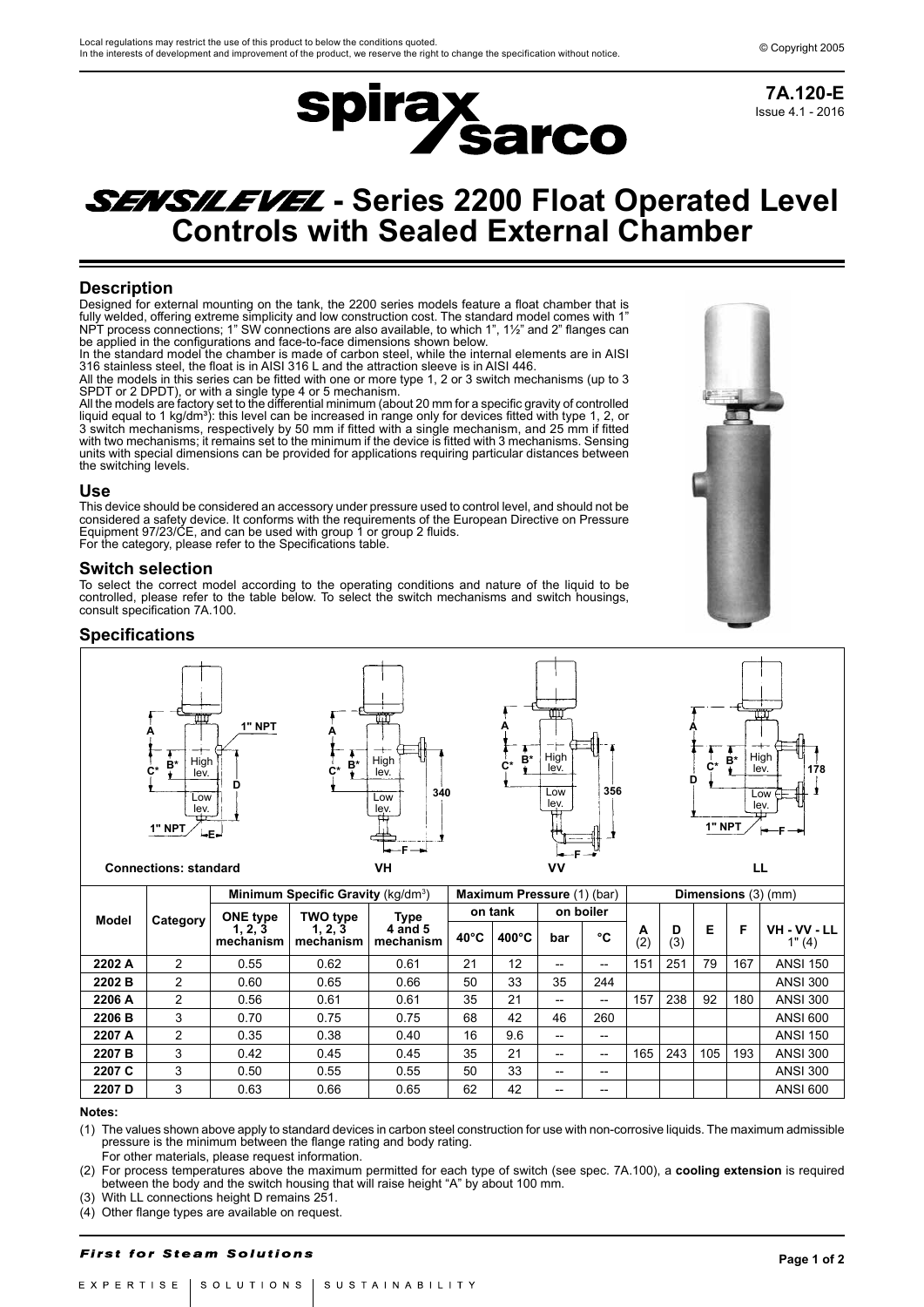Local regulations may restrict the use of this product to below the conditions quoted.
In the interests of development and improvement of the product, we reserve the right to change the specification without notice.

© Copyright 2005

**7A.120-E**
Issue 4.1 - 2016

# *SENSILEVEL* - Series 2200 Float Operated Level Controls with Sealed External Chamber

## Description

Designed for external mounting on the tank, the 2200 series models feature a float chamber that is fully welded, offering extreme simplicity and low construction cost. The standard model comes with 1" NPT process connections; 1" SW connections are also available, to which 1", 1½" and 2" flanges can be applied in the configurations and face-to-face dimensions shown below.
In the standard model the chamber is made of carbon steel, while the internal elements are in AISI 316 stainless steel, the float is in AISI 316 L and the attraction sleeve is in AISI 446.
All the models in this series can be fitted with one or more type 1, 2 or 3 switch mechanisms (up to 3 SPDT or 2 DPDT), or with a single type 4 or 5 mechanism.
All the models are factory set to the differential minimum (about 20 mm for a specific gravity of controlled liquid equal to 1 kg/dm³): this level can be increased in range only for devices fitted with type 1, 2, or 3 switch mechanisms, respectively by 50 mm if fitted with a single mechanism, and 25 mm if fitted with two mechanisms; it remains set to the minimum if the device is fitted with 3 mechanisms. Sensing units with special dimensions can be provided for applications requiring particular distances between the switching levels.

## Use

This device should be considered an accessory under pressure used to control level, and should not be considered a safety device. It conforms with the requirements of the European Directive on Pressure Equipment 97/23/CE, and can be used with group 1 or group 2 fluids.
For the category, please refer to the Specifications table.

## Switch selection

To select the correct model according to the operating conditions and nature of the liquid to be controlled, please refer to the table below. To select the switch mechanisms and switch housings, consult specification 7A.100.

## Specifications

Connections: standard — VH — VV — LL

| Model | Category | Minimum Specific Gravity (kg/dm³) | | | Maximum Pressure (1) (bar) | | | | Dimensions (3) (mm) | | | | |
|---|---|---|---|---|---|---|---|---|---|---|---|---|---|
| | | ONE type 1, 2, 3 mechanism | TWO type 1, 2, 3 mechanism | Type 4 and 5 mechanism | on tank 40°C | on tank 400°C | on boiler bar | on boiler °C | A (2) | D (3) | E | F | VH - VV - LL 1" (4) |
| 2202 A | 2 | 0.55 | 0.62 | 0.61 | 21 | 12 | -- | -- | 151 | 251 | 79 | 167 | ANSI 150 |
| 2202 B | 2 | 0.60 | 0.65 | 0.66 | 50 | 33 | 35 | 244 | | | | | ANSI 300 |
| 2206 A | 2 | 0.56 | 0.61 | 0.61 | 35 | 21 | -- | -- | 157 | 238 | 92 | 180 | ANSI 300 |
| 2206 B | 3 | 0.70 | 0.75 | 0.75 | 68 | 42 | 46 | 260 | | | | | ANSI 600 |
| 2207 A | 2 | 0.35 | 0.38 | 0.40 | 16 | 9.6 | -- | -- | | | | | ANSI 150 |
| 2207 B | 3 | 0.42 | 0.45 | 0.45 | 35 | 21 | -- | -- | 165 | 243 | 105 | 193 | ANSI 300 |
| 2207 C | 3 | 0.50 | 0.55 | 0.55 | 50 | 33 | -- | -- | | | | | ANSI 300 |
| 2207 D | 3 | 0.63 | 0.66 | 0.65 | 62 | 42 | -- | -- | | | | | ANSI 600 |

**Notes:**

(1) The values shown above apply to standard devices in carbon steel construction for use with non-corrosive liquids. The maximum admissible pressure is the minimum between the flange rating and body rating.
For other materials, please request information.

(2) For process temperatures above the maximum permitted for each type of switch (see spec. 7A.100), a **cooling extension** is required between the body and the switch housing that will raise height "A" by about 100 mm.

(3) With LL connections height D remains 251.

(4) Other flange types are available on request.

***First for Steam Solutions***

EXPERTISE | SOLUTIONS | SUSTAINABILITY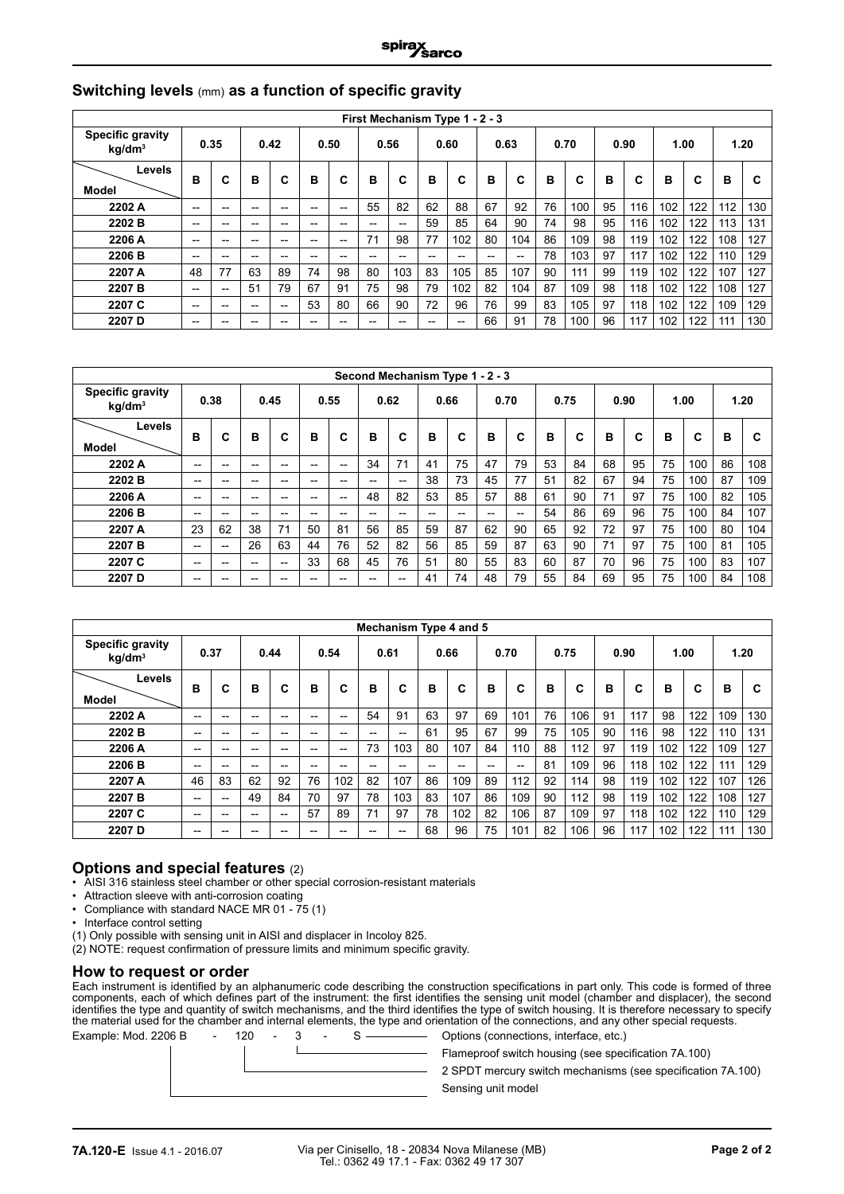## Switching levels (mm) as a function of specific gravity

| First Mechanism Type 1 - 2 - 3 | | | | | | | | | | | | | | | | | | | | |
|---|---|---|---|---|---|---|---|---|---|---|---|---|---|---|---|---|---|---|---|---|
| Specific gravity kg/dm³ | 0.35 | | 0.42 | | 0.50 | | 0.56 | | 0.60 | | 0.63 | | 0.70 | | 0.90 | | 1.00 | | 1.20 | |
| Levels / Model | B | C | B | C | B | C | B | C | B | C | B | C | B | C | B | C | B | C | B | C |
| 2202 A | -- | -- | -- | -- | -- | -- | 55 | 82 | 62 | 88 | 67 | 92 | 76 | 100 | 95 | 116 | 102 | 122 | 112 | 130 |
| 2202 B | -- | -- | -- | -- | -- | -- | -- | -- | 59 | 85 | 64 | 90 | 74 | 98 | 95 | 116 | 102 | 122 | 113 | 131 |
| 2206 A | -- | -- | -- | -- | -- | -- | 71 | 98 | 77 | 102 | 80 | 104 | 86 | 109 | 98 | 119 | 102 | 122 | 108 | 127 |
| 2206 B | -- | -- | -- | -- | -- | -- | -- | -- | -- | -- | -- | -- | 78 | 103 | 97 | 117 | 102 | 122 | 110 | 129 |
| 2207 A | 48 | 77 | 63 | 89 | 74 | 98 | 80 | 103 | 83 | 105 | 85 | 107 | 90 | 111 | 99 | 119 | 102 | 122 | 107 | 127 |
| 2207 B | -- | -- | 51 | 79 | 67 | 91 | 75 | 98 | 79 | 102 | 82 | 104 | 87 | 109 | 98 | 118 | 102 | 122 | 108 | 127 |
| 2207 C | -- | -- | -- | -- | 53 | 80 | 66 | 90 | 72 | 96 | 76 | 99 | 83 | 105 | 97 | 118 | 102 | 122 | 109 | 129 |
| 2207 D | -- | -- | -- | -- | -- | -- | -- | -- | -- | -- | 66 | 91 | 78 | 100 | 96 | 117 | 102 | 122 | 111 | 130 |

| Second Mechanism Type 1 - 2 - 3 | | | | | | | | | | | | | | | | | | | | |
|---|---|---|---|---|---|---|---|---|---|---|---|---|---|---|---|---|---|---|---|---|
| Specific gravity kg/dm³ | 0.38 | | 0.45 | | 0.55 | | 0.62 | | 0.66 | | 0.70 | | 0.75 | | 0.90 | | 1.00 | | 1.20 | |
| Levels / Model | B | C | B | C | B | C | B | C | B | C | B | C | B | C | B | C | B | C | B | C |
| 2202 A | -- | -- | -- | -- | -- | -- | 34 | 71 | 41 | 75 | 47 | 79 | 53 | 84 | 68 | 95 | 75 | 100 | 86 | 108 |
| 2202 B | -- | -- | -- | -- | -- | -- | -- | -- | 38 | 73 | 45 | 77 | 51 | 82 | 67 | 94 | 75 | 100 | 87 | 109 |
| 2206 A | -- | -- | -- | -- | -- | -- | 48 | 82 | 53 | 85 | 57 | 88 | 61 | 90 | 71 | 97 | 75 | 100 | 82 | 105 |
| 2206 B | -- | -- | -- | -- | -- | -- | -- | -- | -- | -- | -- | -- | 54 | 86 | 69 | 96 | 75 | 100 | 84 | 107 |
| 2207 A | 23 | 62 | 38 | 71 | 50 | 81 | 56 | 85 | 59 | 87 | 62 | 90 | 65 | 92 | 72 | 97 | 75 | 100 | 80 | 104 |
| 2207 B | -- | -- | 26 | 63 | 44 | 76 | 52 | 82 | 56 | 85 | 59 | 87 | 63 | 90 | 71 | 97 | 75 | 100 | 81 | 105 |
| 2207 C | -- | -- | -- | -- | 33 | 68 | 45 | 76 | 51 | 80 | 55 | 83 | 60 | 87 | 70 | 96 | 75 | 100 | 83 | 107 |
| 2207 D | -- | -- | -- | -- | -- | -- | -- | -- | 41 | 74 | 48 | 79 | 55 | 84 | 69 | 95 | 75 | 100 | 84 | 108 |

| Mechanism Type 4 and 5 | | | | | | | | | | | | | | | | | | | | |
|---|---|---|---|---|---|---|---|---|---|---|---|---|---|---|---|---|---|---|---|---|
| Specific gravity kg/dm³ | 0.37 | | 0.44 | | 0.54 | | 0.61 | | 0.66 | | 0.70 | | 0.75 | | 0.90 | | 1.00 | | 1.20 | |
| Levels / Model | B | C | B | C | B | C | B | C | B | C | B | C | B | C | B | C | B | C | B | C |
| 2202 A | -- | -- | -- | -- | -- | -- | 54 | 91 | 63 | 97 | 69 | 101 | 76 | 106 | 91 | 117 | 98 | 122 | 109 | 130 |
| 2202 B | -- | -- | -- | -- | -- | -- | -- | -- | 61 | 95 | 67 | 99 | 75 | 105 | 90 | 116 | 98 | 122 | 110 | 131 |
| 2206 A | -- | -- | -- | -- | -- | -- | 73 | 103 | 80 | 107 | 84 | 110 | 88 | 112 | 97 | 119 | 102 | 122 | 109 | 127 |
| 2206 B | -- | -- | -- | -- | -- | -- | -- | -- | -- | -- | -- | -- | 81 | 109 | 96 | 118 | 102 | 122 | 111 | 129 |
| 2207 A | 46 | 83 | 62 | 92 | 76 | 102 | 82 | 107 | 86 | 109 | 89 | 112 | 92 | 114 | 98 | 119 | 102 | 122 | 107 | 126 |
| 2207 B | -- | -- | 49 | 84 | 70 | 97 | 78 | 103 | 83 | 107 | 86 | 109 | 90 | 112 | 98 | 119 | 102 | 122 | 108 | 127 |
| 2207 C | -- | -- | -- | -- | 57 | 89 | 71 | 97 | 78 | 102 | 82 | 106 | 87 | 109 | 97 | 118 | 102 | 122 | 110 | 129 |
| 2207 D | -- | -- | -- | -- | -- | -- | -- | -- | 68 | 96 | 75 | 101 | 82 | 106 | 96 | 117 | 102 | 122 | 111 | 130 |

## Options and special features (2)

- AISI 316 stainless steel chamber or other special corrosion-resistant materials
- Attraction sleeve with anti-corrosion coating
- Compliance with standard NACE MR 01 - 75 (1)
- Interface control setting

(1) Only possible with sensing unit in AISI and displacer in Incoloy 825.
(2) NOTE: request confirmation of pressure limits and minimum specific gravity.

## How to request or order

Each instrument is identified by an alphanumeric code describing the construction specifications in part only. This code is formed of three components, each of which defines part of the instrument: the first identifies the sensing unit model (chamber and displacer), the second identifies the type and quantity of switch mechanisms, and the third identifies the type of switch housing. It is therefore necessary to specify the material used for the chamber and internal elements, the type and orientation of the connections, and any other special requests.

Example: Mod. 2206 B - 120 - 3 - S

- S — Options (connections, interface, etc.)
- 3 — Flameproof switch housing (see specification 7A.100)
- 120 — 2 SPDT mercury switch mechanisms (see specification 7A.100)
- 2206 B — Sensing unit model